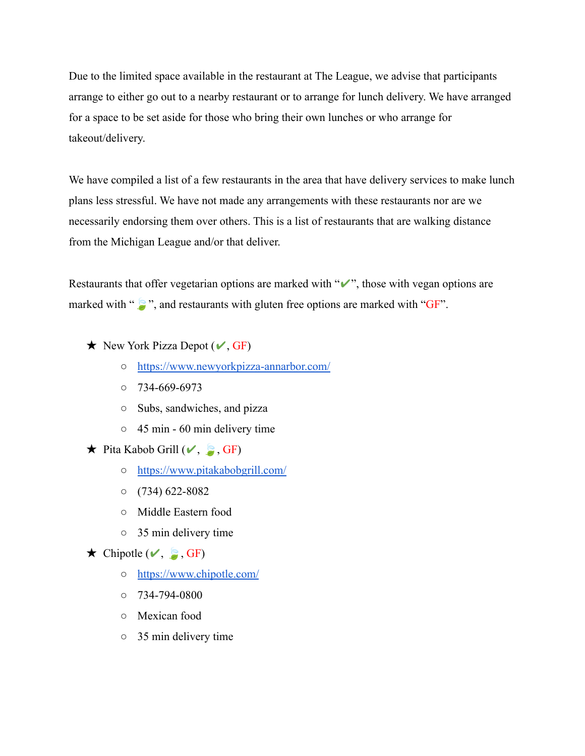Due to the limited space available in the restaurant at The League, we advise that participants arrange to either go out to a nearby restaurant or to arrange for lunch delivery. We have arranged for a space to be set aside for those who bring their own lunches or who arrange for takeout/delivery.

We have compiled a list of a few restaurants in the area that have delivery services to make lunch plans less stressful. We have not made any arrangements with these restaurants nor are we necessarily endorsing them over others. This is a list of restaurants that are walking distance from the Michigan League and/or that deliver.

Restaurants that offer vegetarian options are marked with "✔", those with vegan options are marked with "🍃", and restaurants with gluten free options are marked with "GF".

- New York Pizza Depot (✔, GF)
  - https://www.newyorkpizza-annarbor.com/
  - 734-669-6973
  - Subs, sandwiches, and pizza
  - 45 min - 60 min delivery time
- Pita Kabob Grill (✔, 🍃, GF)
  - https://www.pitakabobgrill.com/
  - (734) 622-8082
  - Middle Eastern food
  - 35 min delivery time
- Chipotle (✔, 🍃, GF)
  - https://www.chipotle.com/
  - 734-794-0800
  - Mexican food
  - 35 min delivery time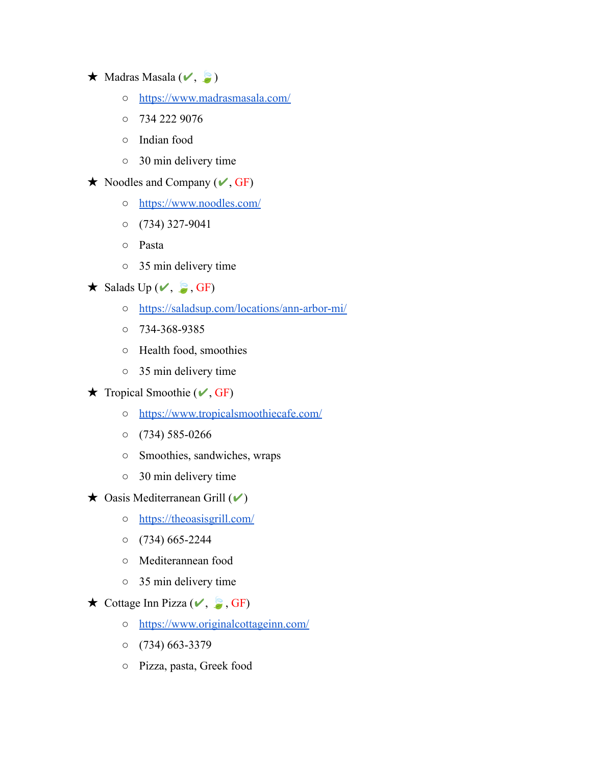- ★ Madras Masala (✔, 🍃)
  - https://www.madrasmasala.com/
  - 734 222 9076
  - Indian food
  - 30 min delivery time
- ★ Noodles and Company (✔, GF)
  - https://www.noodles.com/
  - (734) 327-9041
  - Pasta
  - 35 min delivery time
- ★ Salads Up (✔, 🍃, GF)
  - https://saladsup.com/locations/ann-arbor-mi/
  - 734-368-9385
  - Health food, smoothies
  - 35 min delivery time
- ★ Tropical Smoothie (✔, GF)
  - https://www.tropicalsmoothiecafe.com/
  - (734) 585-0266
  - Smoothies, sandwiches, wraps
  - 30 min delivery time
- ★ Oasis Mediterranean Grill (✔)
  - https://theoasisgrill.com/
  - (734) 665-2244
  - Mediterannean food
  - 35 min delivery time
- ★ Cottage Inn Pizza (✔, 🍃, GF)
  - https://www.originalcottageinn.com/
  - (734) 663-3379
  - Pizza, pasta, Greek food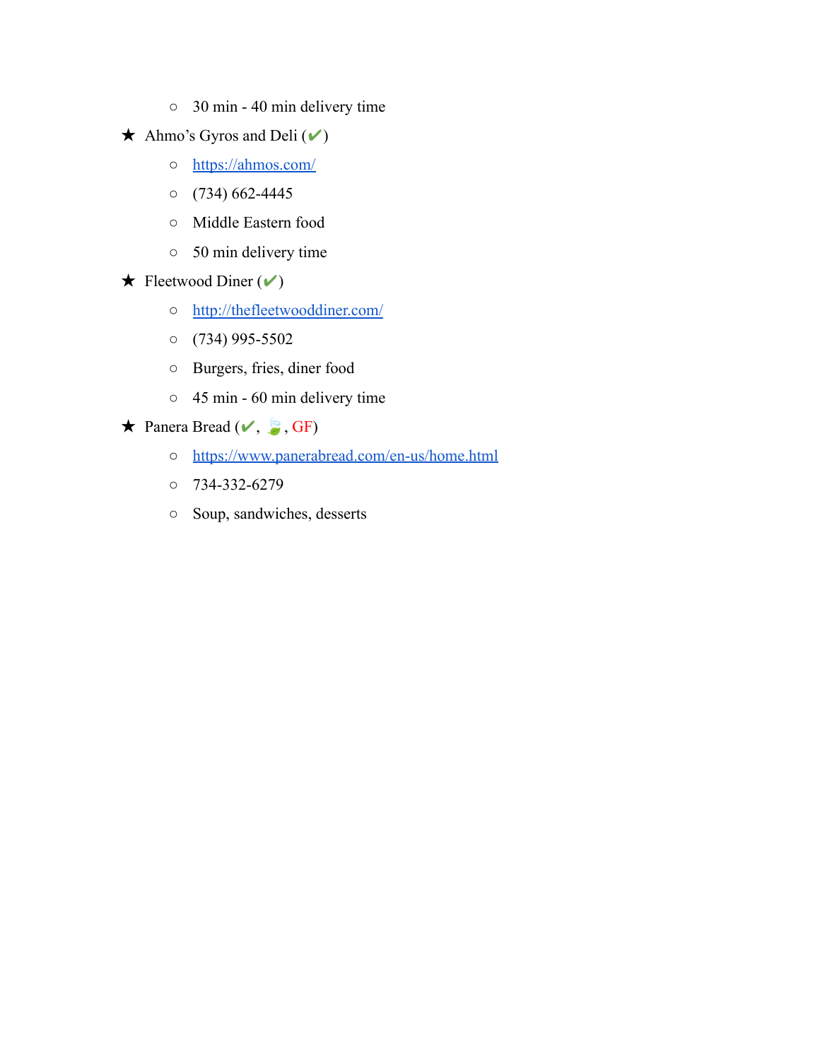- 30 min - 40 min delivery time
- Ahmo's Gyros and Deli (✔)
    - [https://ahmos.com/](https://ahmos.com/)
    - (734) 662-4445
    - Middle Eastern food
    - 50 min delivery time
- Fleetwood Diner (✔)
    - [http://thefleetwooddiner.com/](http://thefleetwooddiner.com/)
    - (734) 995-5502
    - Burgers, fries, diner food
    - 45 min - 60 min delivery time
- Panera Bread (✔, 🍃, GF)
    - [https://www.panerabread.com/en-us/home.html](https://www.panerabread.com/en-us/home.html)
    - 734-332-6279
    - Soup, sandwiches, desserts